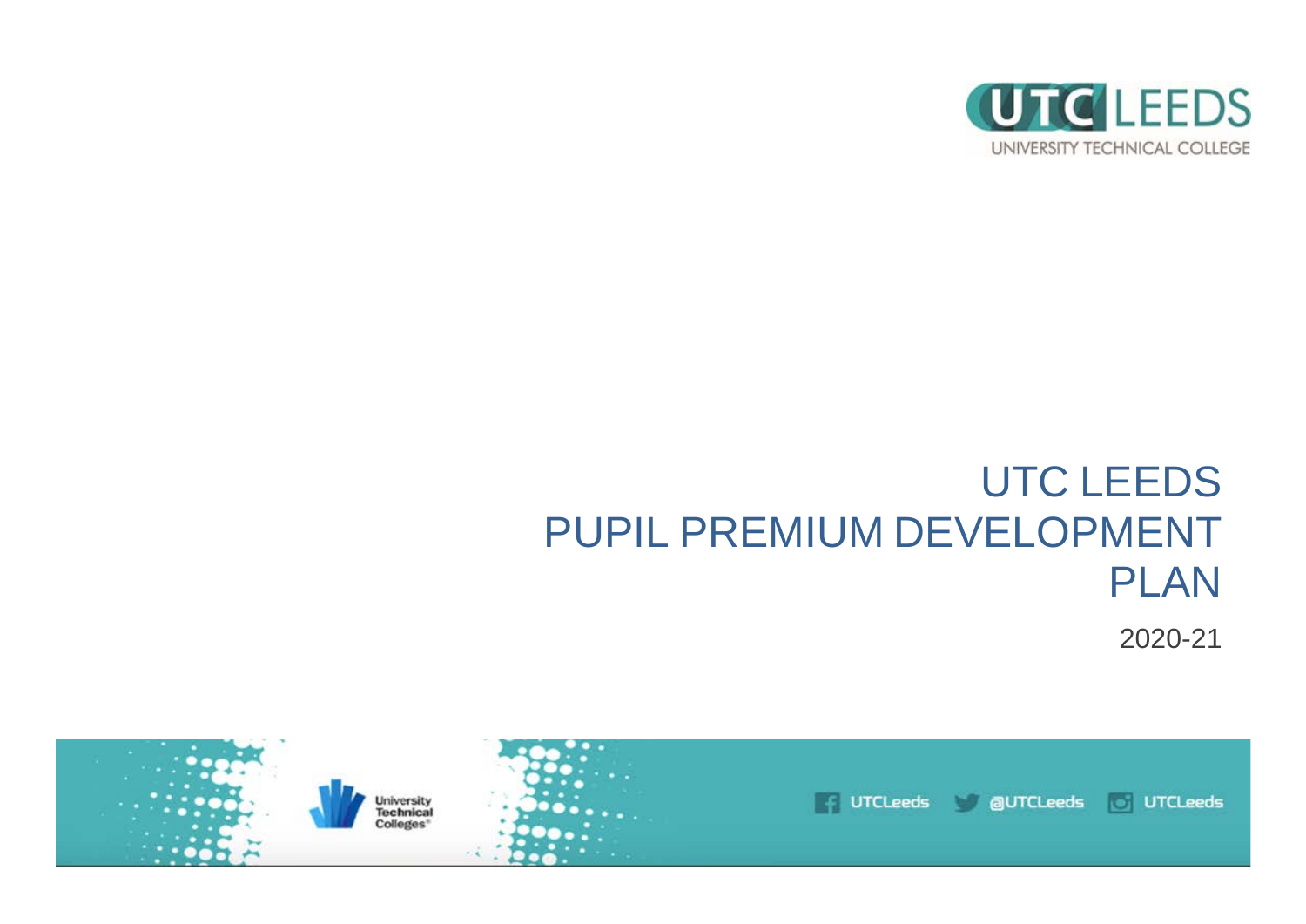UTC LEEDS

UNIVERSITY TECHNICAL COLLEGE

# UTC LEEDS
# PUPIL PREMIUM DEVELOPMENT PLAN

2020-21

University Technical Colleges

UTCLeeds @UTCLeeds UTCLeeds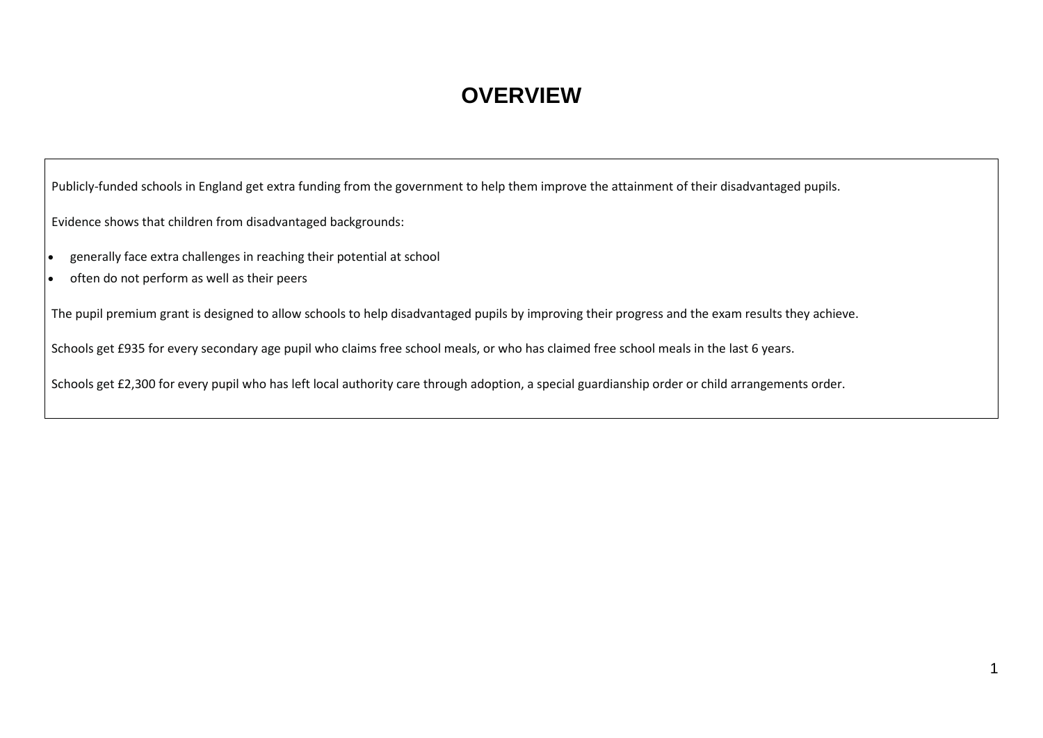# OVERVIEW

Publicly-funded schools in England get extra funding from the government to help them improve the attainment of their disadvantaged pupils.

Evidence shows that children from disadvantaged backgrounds:

- generally face extra challenges in reaching their potential at school
- often do not perform as well as their peers

The pupil premium grant is designed to allow schools to help disadvantaged pupils by improving their progress and the exam results they achieve.

Schools get £935 for every secondary age pupil who claims free school meals, or who has claimed free school meals in the last 6 years.

Schools get £2,300 for every pupil who has left local authority care through adoption, a special guardianship order or child arrangements order.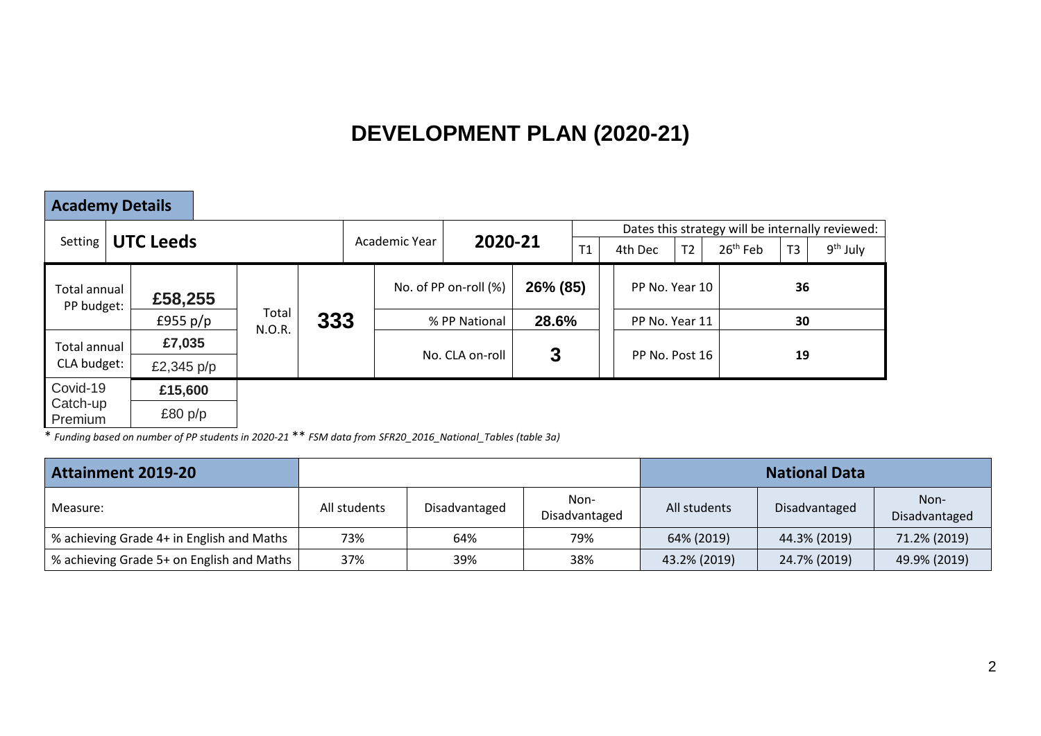# DEVELOPMENT PLAN (2020-21)

## Academy Details

| Setting | **UTC Leeds** | | | Academic Year | **2020-21** | Dates this strategy will be internally reviewed: | | | | | |
|---|---|---|---|---|---|---|---|---|---|---|---|
| | | | | | | T1 | 4th Dec | T2 | 26th Feb | T3 | 9th July |

| Total annual PP budget: | **£58,255** | Total N.O.R. | **333** | No. of PP on-roll (%) | **26% (85)** | PP No. Year 10 | **36** |
|---|---|---|---|---|---|---|---|
| | £955 p/p | | | % PP National | **28.6%** | PP No. Year 11 | **30** |
| Total annual CLA budget: | **£7,035** | | | No. CLA on-roll | **3** | PP No. Post 16 | **19** |
| | £2,345 p/p | | | | | | |
| Covid-19 Catch-up Premium | **£15,600** | | | | | | |
| | £80 p/p | | | | | | |

\* *Funding based on number of PP students in 2020-21* ** *FSM data from SFR20_2016_National_Tables (table 3a)*

| **Attainment 2019-20** | | | | **National Data** | | |
|---|---|---|---|---|---|---|
| Measure: | All students | Disadvantaged | Non-Disadvantaged | All students | Disadvantaged | Non-Disadvantaged |
| % achieving Grade 4+ in English and Maths | 73% | 64% | 79% | 64% (2019) | 44.3% (2019) | 71.2% (2019) |
| % achieving Grade 5+ on English and Maths | 37% | 39% | 38% | 43.2% (2019) | 24.7% (2019) | 49.9% (2019) |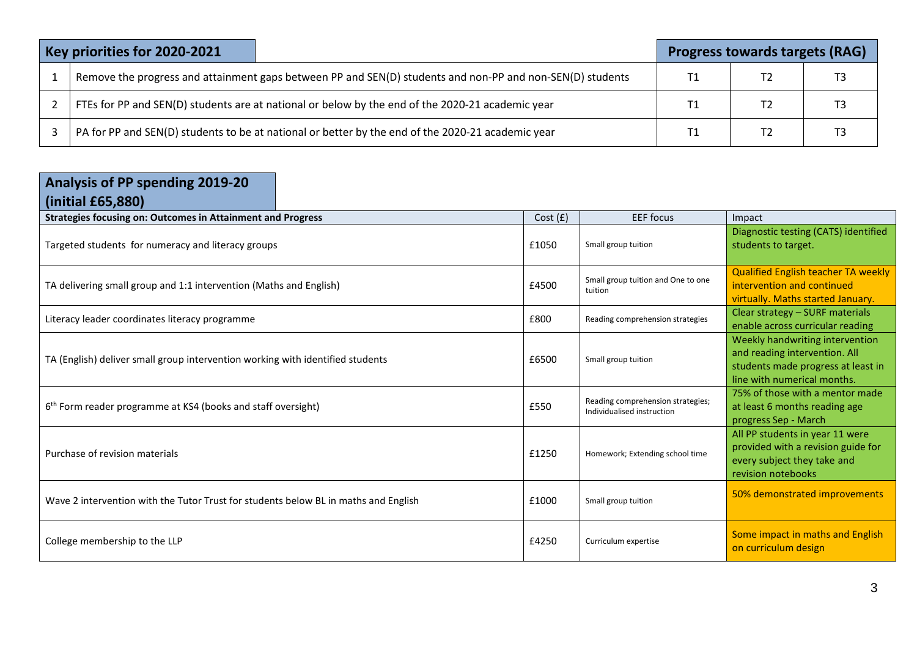| Key priorities for 2020-2021 | | Progress towards targets (RAG) | | |
|---|---|---|---|---|
| 1 | Remove the progress and attainment gaps between PP and SEN(D) students and non-PP and non-SEN(D) students | T1 | T2 | T3 |
| 2 | FTEs for PP and SEN(D) students are at national or below by the end of the 2020-21 academic year | T1 | T2 | T3 |
| 3 | PA for PP and SEN(D) students to be at national or better by the end of the 2020-21 academic year | T1 | T2 | T3 |

## Analysis of PP spending 2019-20 (initial £65,880)

| Strategies focusing on: Outcomes in Attainment and Progress | Cost (£) | EEF focus | Impact |
|---|---|---|---|
| Targeted students for numeracy and literacy groups | £1050 | Small group tuition | Diagnostic testing (CATS) identified students to target. |
| TA delivering small group and 1:1 intervention (Maths and English) | £4500 | Small group tuition and One to one tuition | Qualified English teacher TA weekly intervention and continued virtually. Maths started January. |
| Literacy leader coordinates literacy programme | £800 | Reading comprehension strategies | Clear strategy – SURF materials enable across curricular reading |
| TA (English) deliver small group intervention working with identified students | £6500 | Small group tuition | Weekly handwriting intervention and reading intervention. All students made progress at least in line with numerical months. |
| 6th Form reader programme at KS4 (books and staff oversight) | £550 | Reading comprehension strategies; Individualised instruction | 75% of those with a mentor made at least 6 months reading age progress Sep - March |
| Purchase of revision materials | £1250 | Homework; Extending school time | All PP students in year 11 were provided with a revision guide for every subject they take and revision notebooks |
| Wave 2 intervention with the Tutor Trust for students below BL in maths and English | £1000 | Small group tuition | 50% demonstrated improvements |
| College membership to the LLP | £4250 | Curriculum expertise | Some impact in maths and English on curriculum design |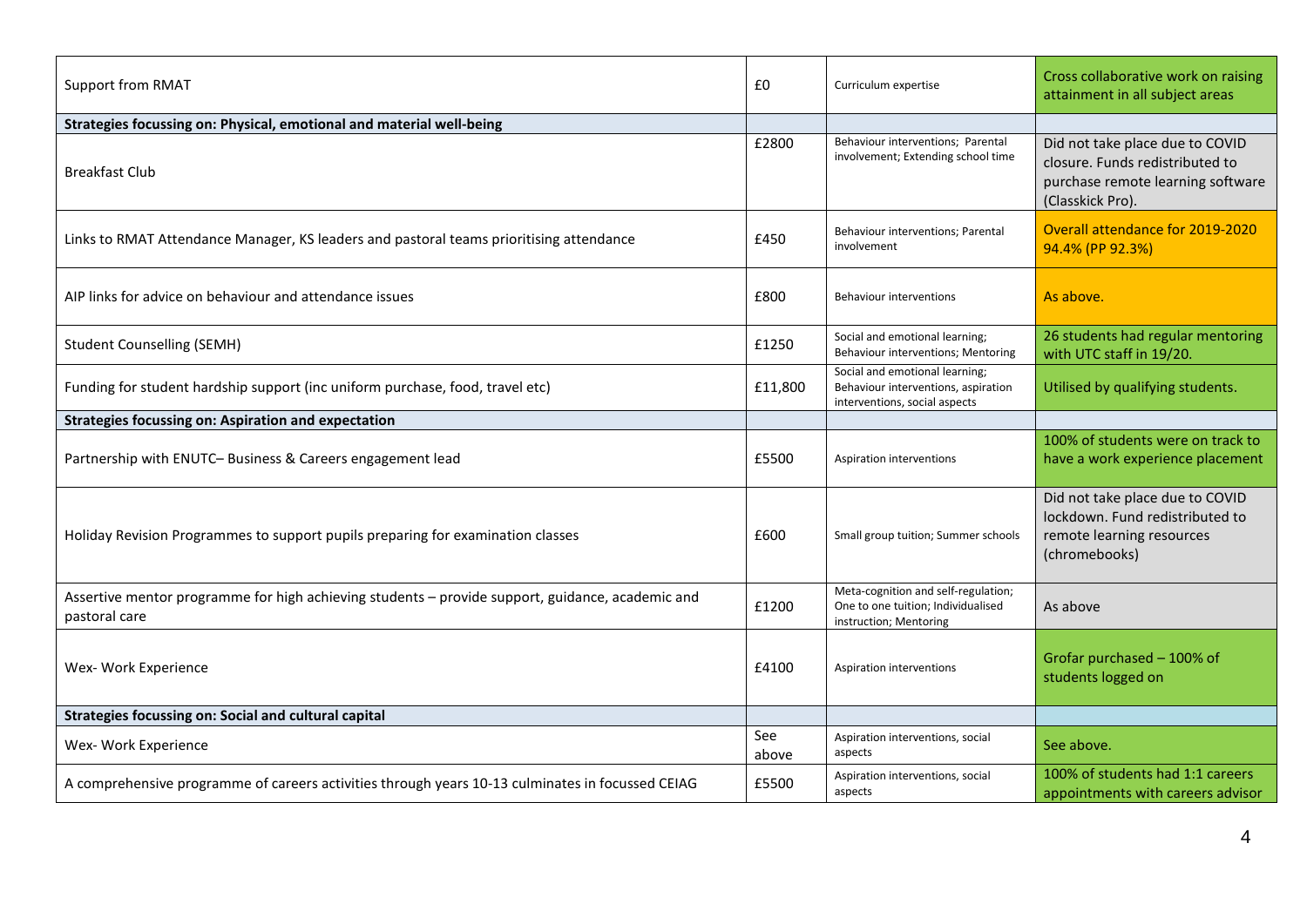| | | | |
|---|---|---|---|
| Support from RMAT | £0 | Curriculum expertise | Cross collaborative work on raising attainment in all subject areas |
| **Strategies focussing on: Physical, emotional and material well-being** | | | |
| Breakfast Club | £2800 | Behaviour interventions; Parental involvement; Extending school time | Did not take place due to COVID closure. Funds redistributed to purchase remote learning software (Classkick Pro). |
| Links to RMAT Attendance Manager, KS leaders and pastoral teams prioritising attendance | £450 | Behaviour interventions; Parental involvement | Overall attendance for 2019-2020 94.4% (PP 92.3%) |
| AIP links for advice on behaviour and attendance issues | £800 | Behaviour interventions | As above. |
| Student Counselling (SEMH) | £1250 | Social and emotional learning; Behaviour interventions; Mentoring | 26 students had regular mentoring with UTC staff in 19/20. |
| Funding for student hardship support (inc uniform purchase, food, travel etc) | £11,800 | Social and emotional learning; Behaviour interventions, aspiration interventions, social aspects | Utilised by qualifying students. |
| **Strategies focussing on: Aspiration and expectation** | | | |
| Partnership with ENUTC– Business & Careers engagement lead | £5500 | Aspiration interventions | 100% of students were on track to have a work experience placement |
| Holiday Revision Programmes to support pupils preparing for examination classes | £600 | Small group tuition; Summer schools | Did not take place due to COVID lockdown. Fund redistributed to remote learning resources (chromebooks) |
| Assertive mentor programme for high achieving students – provide support, guidance, academic and pastoral care | £1200 | Meta-cognition and self-regulation; One to one tuition; Individualised instruction; Mentoring | As above |
| Wex- Work Experience | £4100 | Aspiration interventions | Grofar purchased – 100% of students logged on |
| **Strategies focussing on: Social and cultural capital** | | | |
| Wex- Work Experience | See above | Aspiration interventions, social aspects | See above. |
| A comprehensive programme of careers activities through years 10-13 culminates in focussed CEIAG | £5500 | Aspiration interventions, social aspects | 100% of students had 1:1 careers appointments with careers advisor |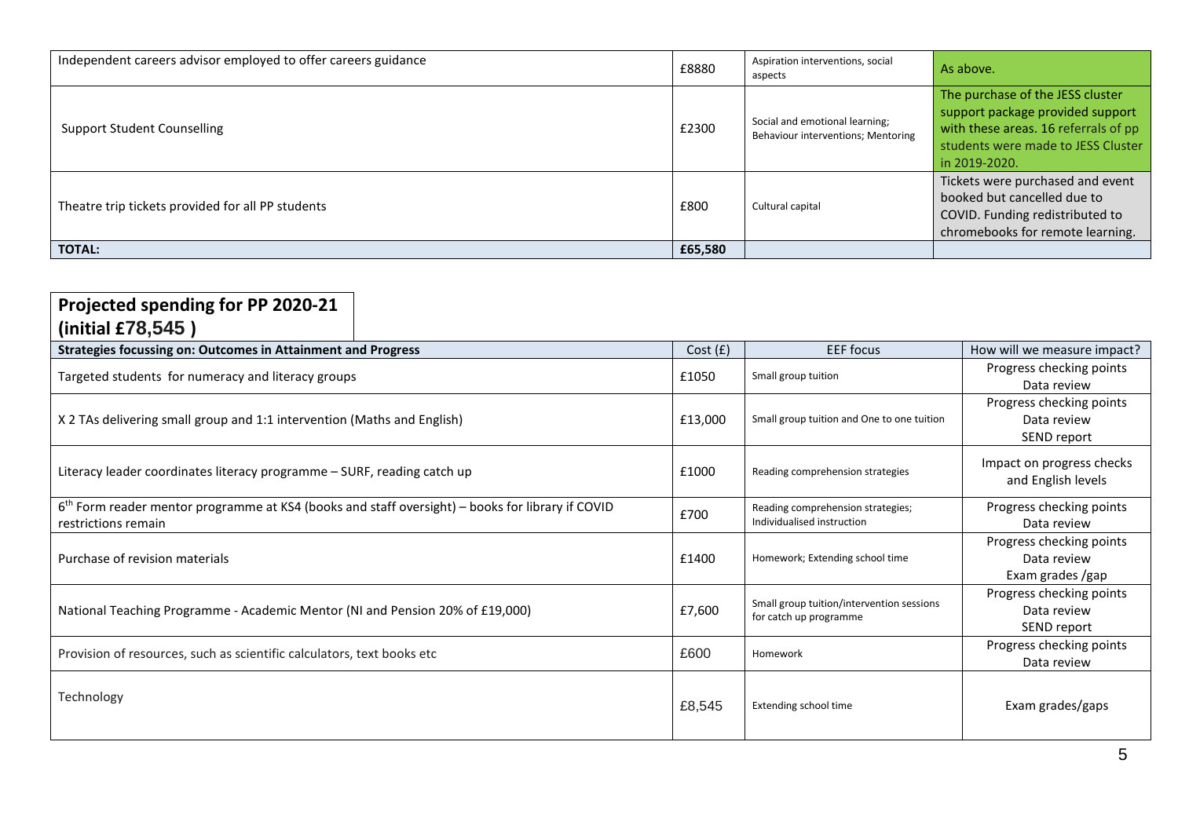| | | | |
|---|---|---|---|
| Independent careers advisor employed to offer careers guidance | £8880 | Aspiration interventions, social aspects | As above. |
| Support Student Counselling | £2300 | Social and emotional learning; Behaviour interventions; Mentoring | The purchase of the JESS cluster support package provided support with these areas. 16 referrals of pp students were made to JESS Cluster in 2019-2020. |
| Theatre trip tickets provided for all PP students | £800 | Cultural capital | Tickets were purchased and event booked but cancelled due to COVID. Funding redistributed to chromebooks for remote learning. |
| **TOTAL:** | **£65,580** | | |

## Projected spending for PP 2020-21 (initial £78,545 )

| Strategies focussing on: Outcomes in Attainment and Progress | Cost (£) | EEF focus | How will we measure impact? |
|---|---|---|---|
| Targeted students for numeracy and literacy groups | £1050 | Small group tuition | Progress checking points<br>Data review |
| X 2 TAs delivering small group and 1:1 intervention (Maths and English) | £13,000 | Small group tuition and One to one tuition | Progress checking points<br>Data review<br>SEND report |
| Literacy leader coordinates literacy programme – SURF, reading catch up | £1000 | Reading comprehension strategies | Impact on progress checks and English levels |
| 6th Form reader mentor programme at KS4 (books and staff oversight) – books for library if COVID restrictions remain | £700 | Reading comprehension strategies; Individualised instruction | Progress checking points<br>Data review |
| Purchase of revision materials | £1400 | Homework; Extending school time | Progress checking points<br>Data review<br>Exam grades /gap |
| National Teaching Programme - Academic Mentor (NI and Pension 20% of £19,000) | £7,600 | Small group tuition/intervention sessions for catch up programme | Progress checking points<br>Data review<br>SEND report |
| Provision of resources, such as scientific calculators, text books etc | £600 | Homework | Progress checking points<br>Data review |
| Technology | £8,545 | Extending school time | Exam grades/gaps |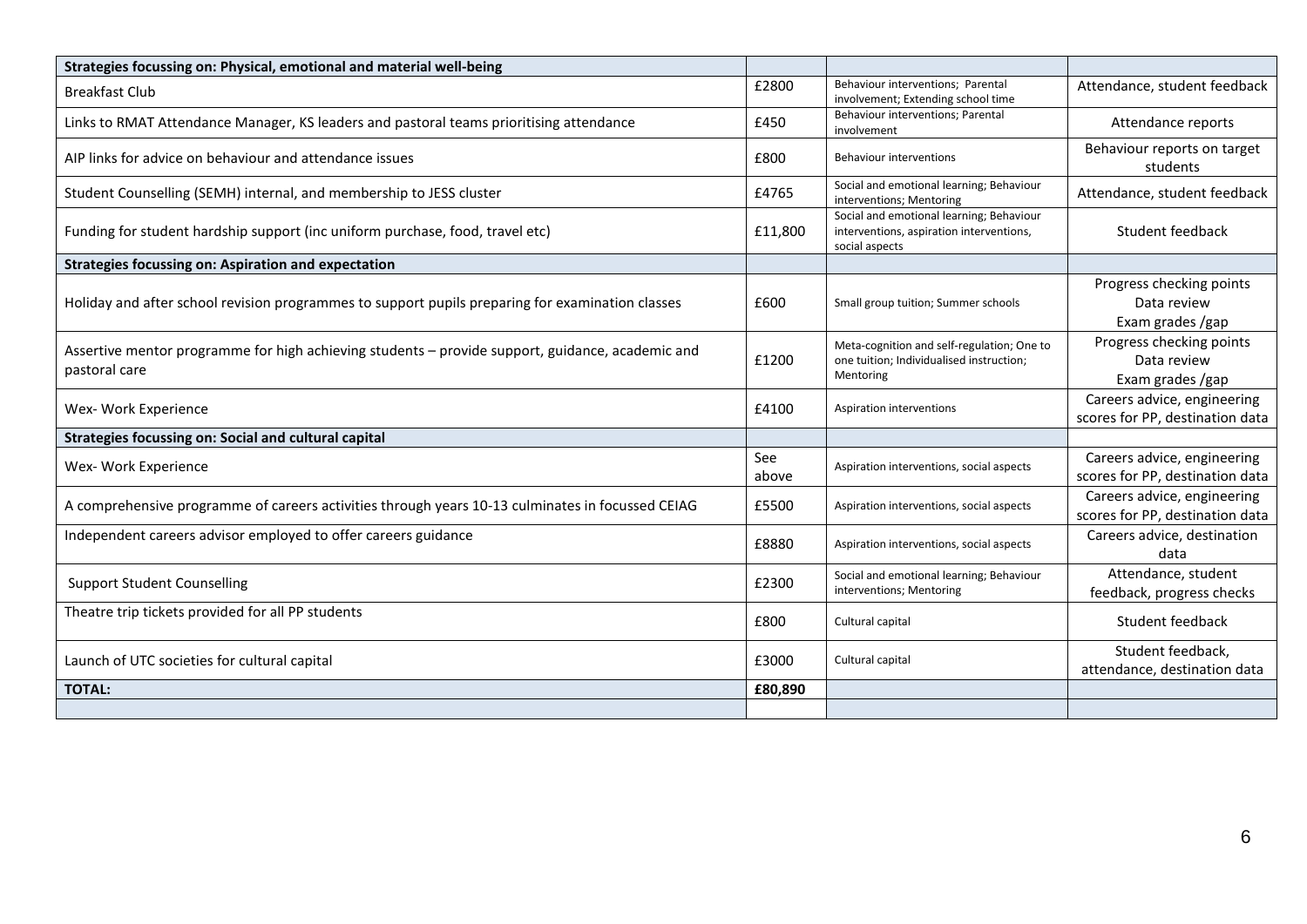| Strategies focussing on: Physical, emotional and material well-being | | | |
|---|---|---|---|
| Breakfast Club | £2800 | Behaviour interventions; Parental involvement; Extending school time | Attendance, student feedback |
| Links to RMAT Attendance Manager, KS leaders and pastoral teams prioritising attendance | £450 | Behaviour interventions; Parental involvement | Attendance reports |
| AIP links for advice on behaviour and attendance issues | £800 | Behaviour interventions | Behaviour reports on target students |
| Student Counselling (SEMH) internal, and membership to JESS cluster | £4765 | Social and emotional learning; Behaviour interventions; Mentoring | Attendance, student feedback |
| Funding for student hardship support (inc uniform purchase, food, travel etc) | £11,800 | Social and emotional learning; Behaviour interventions, aspiration interventions, social aspects | Student feedback |
| **Strategies focussing on: Aspiration and expectation** | | | |
| Holiday and after school revision programmes to support pupils preparing for examination classes | £600 | Small group tuition; Summer schools | Progress checking points<br>Data review<br>Exam grades /gap |
| Assertive mentor programme for high achieving students – provide support, guidance, academic and pastoral care | £1200 | Meta-cognition and self-regulation; One to one tuition; Individualised instruction; Mentoring | Progress checking points<br>Data review<br>Exam grades /gap |
| Wex- Work Experience | £4100 | Aspiration interventions | Careers advice, engineering scores for PP, destination data |
| **Strategies focussing on: Social and cultural capital** | | | |
| Wex- Work Experience | See above | Aspiration interventions, social aspects | Careers advice, engineering scores for PP, destination data |
| A comprehensive programme of careers activities through years 10-13 culminates in focussed CEIAG | £5500 | Aspiration interventions, social aspects | Careers advice, engineering scores for PP, destination data |
| Independent careers advisor employed to offer careers guidance | £8880 | Aspiration interventions, social aspects | Careers advice, destination data |
| Support Student Counselling | £2300 | Social and emotional learning; Behaviour interventions; Mentoring | Attendance, student feedback, progress checks |
| Theatre trip tickets provided for all PP students | £800 | Cultural capital | Student feedback |
| Launch of UTC societies for cultural capital | £3000 | Cultural capital | Student feedback, attendance, destination data |
| **TOTAL:** | **£80,890** | | |
| | | | |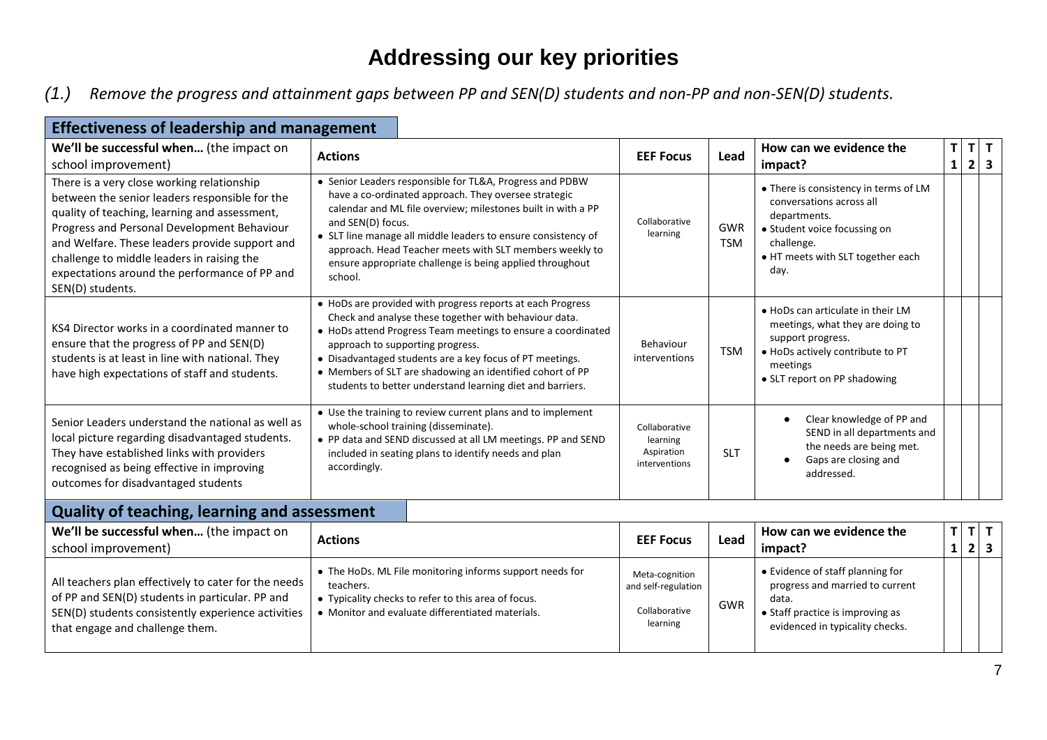# Addressing our key priorities

*(1.) Remove the progress and attainment gaps between PP and SEN(D) students and non-PP and non-SEN(D) students.*

## Effectiveness of leadership and management

| We'll be successful when... (the impact on school improvement) | Actions | EEF Focus | Lead | How can we evidence the impact? | T 1 | T 2 | T 3 |
|---|---|---|---|---|---|---|---|
| There is a very close working relationship between the senior leaders responsible for the quality of teaching, learning and assessment, Progress and Personal Development Behaviour and Welfare. These leaders provide support and challenge to middle leaders in raising the expectations around the performance of PP and SEN(D) students. | • Senior Leaders responsible for TL&A, Progress and PDBW have a co-ordinated approach. They oversee strategic calendar and ML file overview; milestones built in with a PP and SEN(D) focus.<br>• SLT line manage all middle leaders to ensure consistency of approach. Head Teacher meets with SLT members weekly to ensure appropriate challenge is being applied throughout school. | Collaborative learning | GWR TSM | • There is consistency in terms of LM conversations across all departments.<br>• Student voice focussing on challenge.<br>• HT meets with SLT together each day. | | | |
| KS4 Director works in a coordinated manner to ensure that the progress of PP and SEN(D) students is at least in line with national. They have high expectations of staff and students. | • HoDs are provided with progress reports at each Progress Check and analyse these together with behaviour data.<br>• HoDs attend Progress Team meetings to ensure a coordinated approach to supporting progress.<br>• Disadvantaged students are a key focus of PT meetings.<br>• Members of SLT are shadowing an identified cohort of PP students to better understand learning diet and barriers. | Behaviour interventions | TSM | • HoDs can articulate in their LM meetings, what they are doing to support progress.<br>• HoDs actively contribute to PT meetings<br>• SLT report on PP shadowing | | | |
| Senior Leaders understand the national as well as local picture regarding disadvantaged students. They have established links with providers recognised as being effective in improving outcomes for disadvantaged students | • Use the training to review current plans and to implement whole-school training (disseminate).<br>• PP data and SEND discussed at all LM meetings. PP and SEND included in seating plans to identify needs and plan accordingly. | Collaborative learning Aspiration interventions | SLT | • Clear knowledge of PP and SEND in all departments and the needs are being met.<br>• Gaps are closing and addressed. | | | |

## Quality of teaching, learning and assessment

| We'll be successful when... (the impact on school improvement) | Actions | EEF Focus | Lead | How can we evidence the impact? | T 1 | T 2 | T 3 |
|---|---|---|---|---|---|---|---|
| All teachers plan effectively to cater for the needs of PP and SEN(D) students in particular. PP and SEN(D) students consistently experience activities that engage and challenge them. | • The HoDs. ML File monitoring informs support needs for teachers.<br>• Typicality checks to refer to this area of focus.<br>• Monitor and evaluate differentiated materials. | Meta-cognition and self-regulation<br><br>Collaborative learning | GWR | • Evidence of staff planning for progress and married to current data.<br>• Staff practice is improving as evidenced in typicality checks. | | | |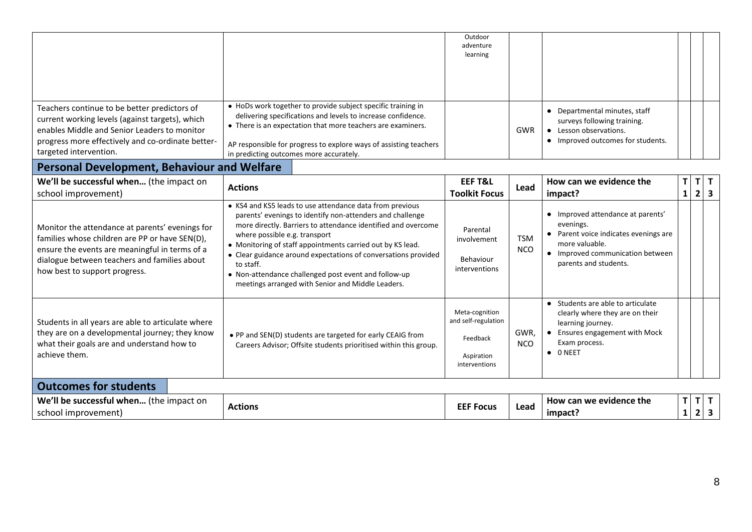| | | | | | | | |
|---|---|---|---|---|---|---|---|
| | | Outdoor adventure learning | | | | | |
| Teachers continue to be better predictors of current working levels (against targets), which enables Middle and Senior Leaders to monitor progress more effectively and co-ordinate better-targeted intervention. | • HoDs work together to provide subject specific training in delivering specifications and levels to increase confidence.<br>• There is an expectation that more teachers are examiners.<br><br>AP responsible for progress to explore ways of assisting teachers in predicting outcomes more accurately. | | GWR | • Departmental minutes, staff surveys following training.<br>• Lesson observations.<br>• Improved outcomes for students. | | | |

## Personal Development, Behaviour and Welfare

| **We'll be successful when…** (the impact on school improvement) | **Actions** | **EEF T&L Toolkit Focus** | **Lead** | **How can we evidence the impact?** | **T 1** | **T 2** | **T 3** |
|---|---|---|---|---|---|---|---|
| Monitor the attendance at parents' evenings for families whose children are PP or have SEN(D), ensure the events are meaningful in terms of a dialogue between teachers and families about how best to support progress. | • KS4 and KS5 leads to use attendance data from previous parents' evenings to identify non-attenders and challenge more directly. Barriers to attendance identified and overcome where possible e.g. transport<br>• Monitoring of staff appointments carried out by KS lead.<br>• Clear guidance around expectations of conversations provided to staff.<br>• Non-attendance challenged post event and follow-up meetings arranged with Senior and Middle Leaders. | Parental involvement<br><br>Behaviour interventions | TSM NCO | • Improved attendance at parents' evenings.<br>• Parent voice indicates evenings are more valuable.<br>• Improved communication between parents and students. | | | |
| Students in all years are able to articulate where they are on a developmental journey; they know what their goals are and understand how to achieve them. | • PP and SEN(D) students are targeted for early CEAIG from Careers Advisor; Offsite students prioritised within this group. | Meta-cognition and self-regulation<br><br>Feedback<br><br>Aspiration interventions | GWR, NCO | • Students are able to articulate clearly where they are on their learning journey.<br>• Ensures engagement with Mock Exam process.<br>• 0 NEET | | | |

## Outcomes for students

| **We'll be successful when…** (the impact on school improvement) | **Actions** | **EEF Focus** | **Lead** | **How can we evidence the impact?** | **T 1** | **T 2** | **T 3** |
|---|---|---|---|---|---|---|---|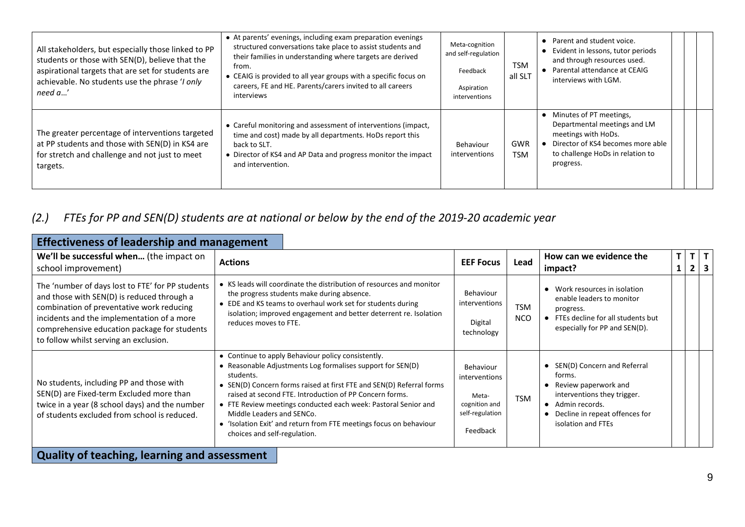| | | | | | | | |
|---|---|---|---|---|---|---|---|
| All stakeholders, but especially those linked to PP students or those with SEN(D), believe that the aspirational targets that are set for students are achievable. No students use the phrase '*I only need a…*' | • At parents' evenings, including exam preparation evenings structured conversations take place to assist students and their families in understanding where targets are derived from.<br>• CEAIG is provided to all year groups with a specific focus on careers, FE and HE. Parents/carers invited to all careers interviews | Meta-cognition and self-regulation<br><br>Feedback<br><br>Aspiration interventions | TSM all SLT | • Parent and student voice.<br>• Evident in lessons, tutor periods and through resources used.<br>• Parental attendance at CEAIG interviews with LGM. | | | |
| The greater percentage of interventions targeted at PP students and those with SEN(D) in KS4 are for stretch and challenge and not just to meet targets. | • Careful monitoring and assessment of interventions (impact, time and cost) made by all departments. HoDs report this back to SLT.<br>• Director of KS4 and AP Data and progress monitor the impact and intervention. | Behaviour interventions | GWR TSM | • Minutes of PT meetings, Departmental meetings and LM meetings with HoDs.<br>• Director of KS4 becomes more able to challenge HoDs in relation to progress. | | | |

## *(2.) FTEs for PP and SEN(D) students are at national or below by the end of the 2019-20 academic year*

### Effectiveness of leadership and management

| **We'll be successful when…** (the impact on school improvement) | **Actions** | **EEF Focus** | **Lead** | **How can we evidence the impact?** | **T 1** | **T 2** | **T 3** |
|---|---|---|---|---|---|---|---|
| The 'number of days lost to FTE' for PP students and those with SEN(D) is reduced through a combination of preventative work reducing incidents and the implementation of a more comprehensive education package for students to follow whilst serving an exclusion. | • KS leads will coordinate the distribution of resources and monitor the progress students make during absence.<br>• EDE and KS teams to overhaul work set for students during isolation; improved engagement and better deterrent re. Isolation reduces moves to FTE. | Behaviour interventions<br><br>Digital technology | TSM NCO | • Work resources in isolation enable leaders to monitor progress.<br>• FTEs decline for all students but especially for PP and SEN(D). | | | |
| No students, including PP and those with SEN(D) are Fixed-term Excluded more than twice in a year (8 school days) and the number of students excluded from school is reduced. | • Continue to apply Behaviour policy consistently.<br>• Reasonable Adjustments Log formalises support for SEN(D) students.<br>• SEN(D) Concern forms raised at first FTE and SEN(D) Referral forms raised at second FTE. Introduction of PP Concern forms.<br>• FTE Review meetings conducted each week: Pastoral Senior and Middle Leaders and SENCo.<br>• 'Isolation Exit' and return from FTE meetings focus on behaviour choices and self-regulation. | Behaviour interventions<br><br>Meta-cognition and self-regulation<br><br>Feedback | TSM | • SEN(D) Concern and Referral forms.<br>• Review paperwork and interventions they trigger.<br>• Admin records.<br>• Decline in repeat offences for isolation and FTEs | | | |

### Quality of teaching, learning and assessment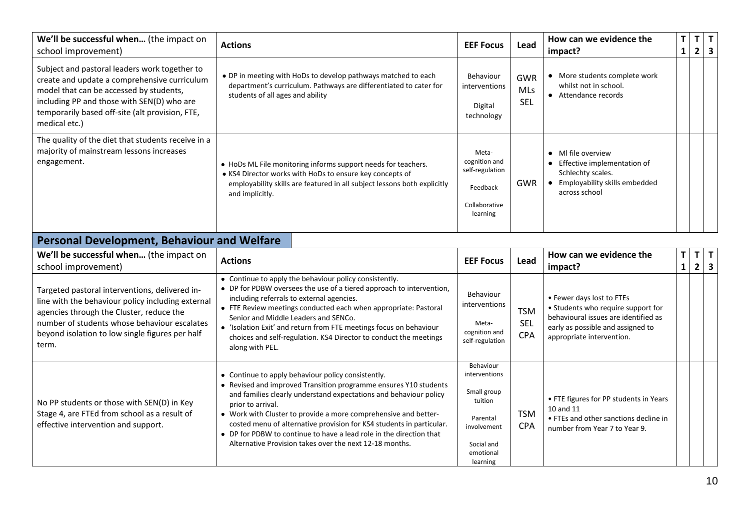| We'll be successful when… (the impact on school improvement) | Actions | EEF Focus | Lead | How can we evidence the impact? | T 1 | T 2 | T 3 |
|---|---|---|---|---|---|---|---|
| Subject and pastoral leaders work together to create and update a comprehensive curriculum model that can be accessed by students, including PP and those with SEN(D) who are temporarily based off-site (alt provision, FTE, medical etc.) | • DP in meeting with HoDs to develop pathways matched to each department's curriculum. Pathways are differentiated to cater for students of all ages and ability | Behaviour interventions<br><br>Digital technology | GWR<br>MLs<br>SEL | • More students complete work whilst not in school.<br>• Attendance records | | | |
| The quality of the diet that students receive in a majority of mainstream lessons increases engagement. | • HoDs ML File monitoring informs support needs for teachers.<br>• KS4 Director works with HoDs to ensure key concepts of employability skills are featured in all subject lessons both explicitly and implicitly. | Meta-cognition and self-regulation<br><br>Feedback<br><br>Collaborative learning | GWR | • Ml file overview<br>• Effective implementation of Schlechty scales.<br>• Employability skills embedded across school | | | |

## Personal Development, Behaviour and Welfare

| We'll be successful when… (the impact on school improvement) | Actions | EEF Focus | Lead | How can we evidence the impact? | T 1 | T 2 | T 3 |
|---|---|---|---|---|---|---|---|
| Targeted pastoral interventions, delivered in-line with the behaviour policy including external agencies through the Cluster, reduce the number of students whose behaviour escalates beyond isolation to low single figures per half term. | • Continue to apply the behaviour policy consistently.<br>• DP for PDBW oversees the use of a tiered approach to intervention, including referrals to external agencies.<br>• FTE Review meetings conducted each when appropriate: Pastoral Senior and Middle Leaders and SENCo.<br>• 'Isolation Exit' and return from FTE meetings focus on behaviour choices and self-regulation. KS4 Director to conduct the meetings along with PEL. | Behaviour interventions<br><br>Meta-cognition and self-regulation | TSM<br>SEL<br>CPA | • Fewer days lost to FTEs<br>• Students who require support for behavioural issues are identified as early as possible and assigned to appropriate intervention. | | | |
| No PP students or those with SEN(D) in Key Stage 4, are FTEd from school as a result of effective intervention and support. | • Continue to apply behaviour policy consistently.<br>• Revised and improved Transition programme ensures Y10 students and families clearly understand expectations and behaviour policy prior to arrival.<br>• Work with Cluster to provide a more comprehensive and better-costed menu of alternative provision for KS4 students in particular.<br>• DP for PDBW to continue to have a lead role in the direction that Alternative Provision takes over the next 12-18 months. | Behaviour interventions<br><br>Small group tuition<br><br>Parental involvement<br><br>Social and emotional learning | TSM<br>CPA | • FTE figures for PP students in Years 10 and 11<br>• FTEs and other sanctions decline in number from Year 7 to Year 9. | | | |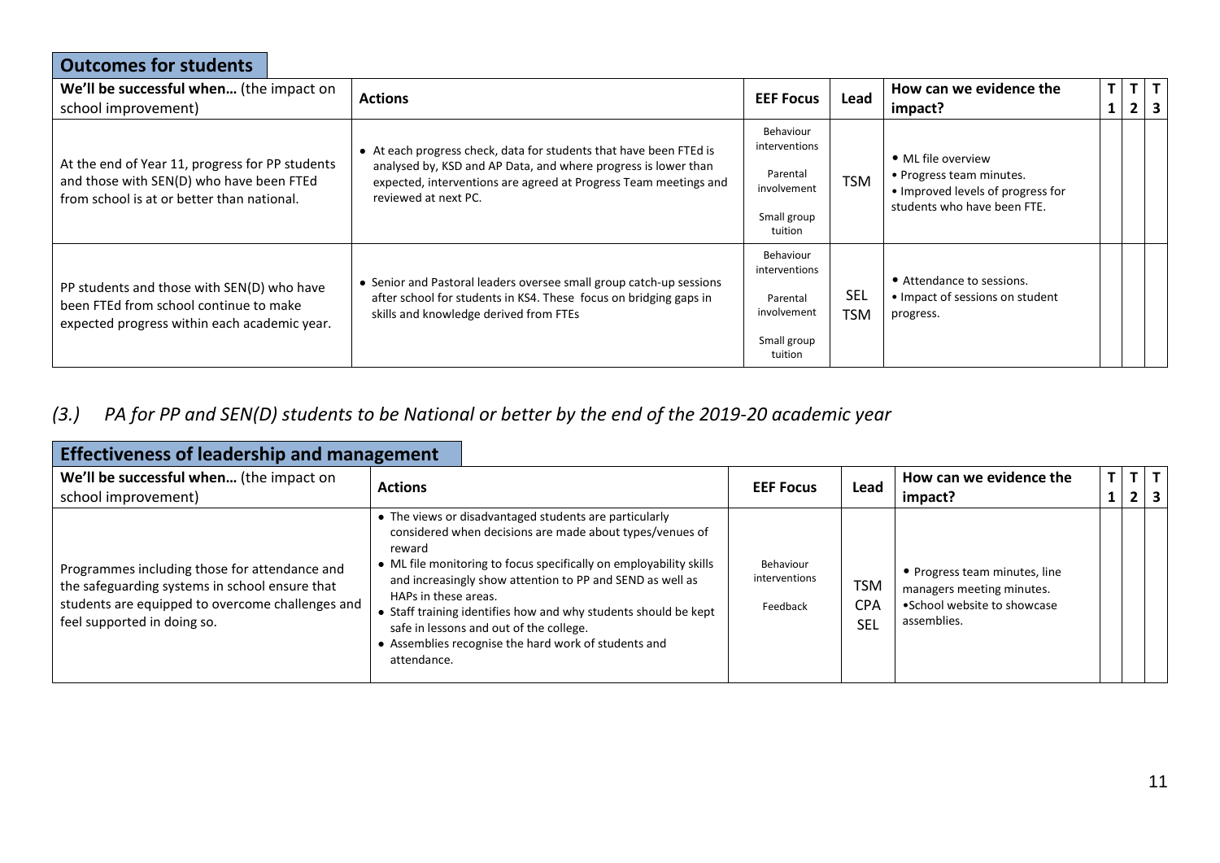## Outcomes for students

| We'll be successful when... (the impact on school improvement) | Actions | EEF Focus | Lead | How can we evidence the impact? | T 1 | T 2 | T 3 |
|---|---|---|---|---|---|---|---|
| At the end of Year 11, progress for PP students and those with SEN(D) who have been FTEd from school is at or better than national. | • At each progress check, data for students that have been FTEd is analysed by, KSD and AP Data, and where progress is lower than expected, interventions are agreed at Progress Team meetings and reviewed at next PC. | Behaviour interventions<br><br>Parental involvement<br><br>Small group tuition | TSM | • ML file overview<br>• Progress team minutes.<br>• Improved levels of progress for students who have been FTE. | | | |
| PP students and those with SEN(D) who have been FTEd from school continue to make expected progress within each academic year. | • Senior and Pastoral leaders oversee small group catch-up sessions after school for students in KS4. These focus on bridging gaps in skills and knowledge derived from FTEs | Behaviour interventions<br><br>Parental involvement<br><br>Small group tuition | SEL<br>TSM | • Attendance to sessions.<br>• Impact of sessions on student progress. | | | |

## *(3.) PA for PP and SEN(D) students to be National or better by the end of the 2019-20 academic year*

## Effectiveness of leadership and management

| We'll be successful when... (the impact on school improvement) | Actions | EEF Focus | Lead | How can we evidence the impact? | T 1 | T 2 | T 3 |
|---|---|---|---|---|---|---|---|
| Programmes including those for attendance and the safeguarding systems in school ensure that students are equipped to overcome challenges and feel supported in doing so. | • The views or disadvantaged students are particularly considered when decisions are made about types/venues of reward<br>• ML file monitoring to focus specifically on employability skills and increasingly show attention to PP and SEND as well as HAPs in these areas.<br>• Staff training identifies how and why students should be kept safe in lessons and out of the college.<br>• Assemblies recognise the hard work of students and attendance. | Behaviour interventions<br><br>Feedback | TSM<br>CPA<br>SEL | • Progress team minutes, line managers meeting minutes.<br>•School website to showcase assemblies. | | | |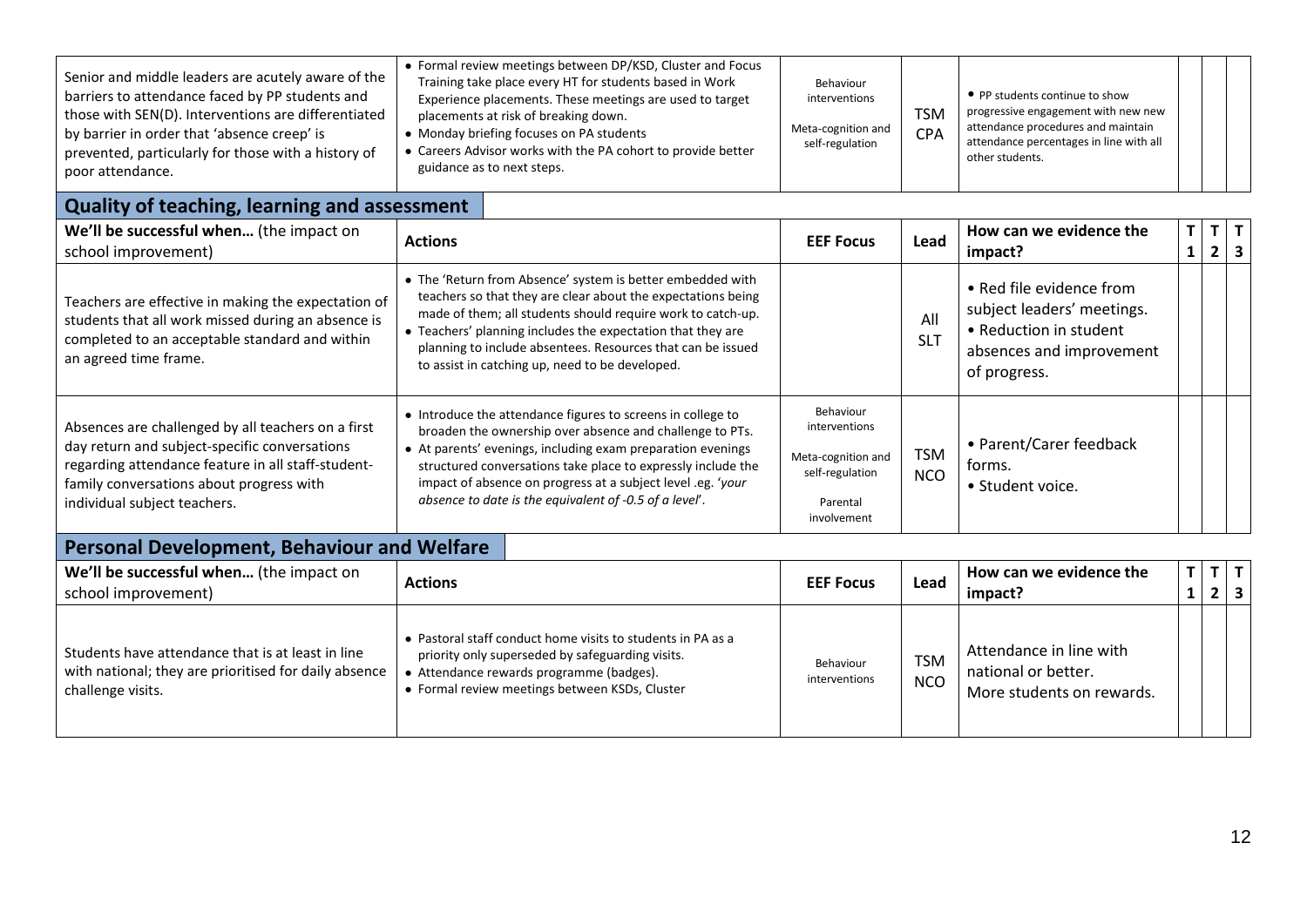| | | | | | | | |
|---|---|---|---|---|---|---|---|
| Senior and middle leaders are acutely aware of the barriers to attendance faced by PP students and those with SEN(D). Interventions are differentiated by barrier in order that 'absence creep' is prevented, particularly for those with a history of poor attendance. | • Formal review meetings between DP/KSD, Cluster and Focus Training take place every HT for students based in Work Experience placements. These meetings are used to target placements at risk of breaking down.<br>• Monday briefing focuses on PA students<br>• Careers Advisor works with the PA cohort to provide better guidance as to next steps. | Behaviour interventions<br><br>Meta-cognition and self-regulation | TSM CPA | • PP students continue to show progressive engagement with new new attendance procedures and maintain attendance percentages in line with all other students. | | | |

## Quality of teaching, learning and assessment

| We'll be successful when… (the impact on school improvement) | Actions | EEF Focus | Lead | How can we evidence the impact? | T 1 | T 2 | T 3 |
|---|---|---|---|---|---|---|---|
| Teachers are effective in making the expectation of students that all work missed during an absence is completed to an acceptable standard and within an agreed time frame. | • The 'Return from Absence' system is better embedded with teachers so that they are clear about the expectations being made of them; all students should require work to catch-up.<br>• Teachers' planning includes the expectation that they are planning to include absentees. Resources that can be issued to assist in catching up, need to be developed. | | All SLT | • Red file evidence from subject leaders' meetings.<br>• Reduction in student absences and improvement of progress. | | | |
| Absences are challenged by all teachers on a first day return and subject-specific conversations regarding attendance feature in all staff-student-family conversations about progress with individual subject teachers. | • Introduce the attendance figures to screens in college to broaden the ownership over absence and challenge to PTs.<br>• At parents' evenings, including exam preparation evenings structured conversations take place to expressly include the impact of absence on progress at a subject level .eg. *'your absence to date is the equivalent of -0.5 of a level'*. | Behaviour interventions<br><br>Meta-cognition and self-regulation<br><br>Parental involvement | TSM NCO | • Parent/Carer feedback forms.<br>• Student voice. | | | |

## Personal Development, Behaviour and Welfare

| We'll be successful when… (the impact on school improvement) | Actions | EEF Focus | Lead | How can we evidence the impact? | T 1 | T 2 | T 3 |
|---|---|---|---|---|---|---|---|
| Students have attendance that is at least in line with national; they are prioritised for daily absence challenge visits. | • Pastoral staff conduct home visits to students in PA as a priority only superseded by safeguarding visits.<br>• Attendance rewards programme (badges).<br>• Formal review meetings between KSDs, Cluster | Behaviour interventions | TSM NCO | Attendance in line with national or better.<br>More students on rewards. | | | |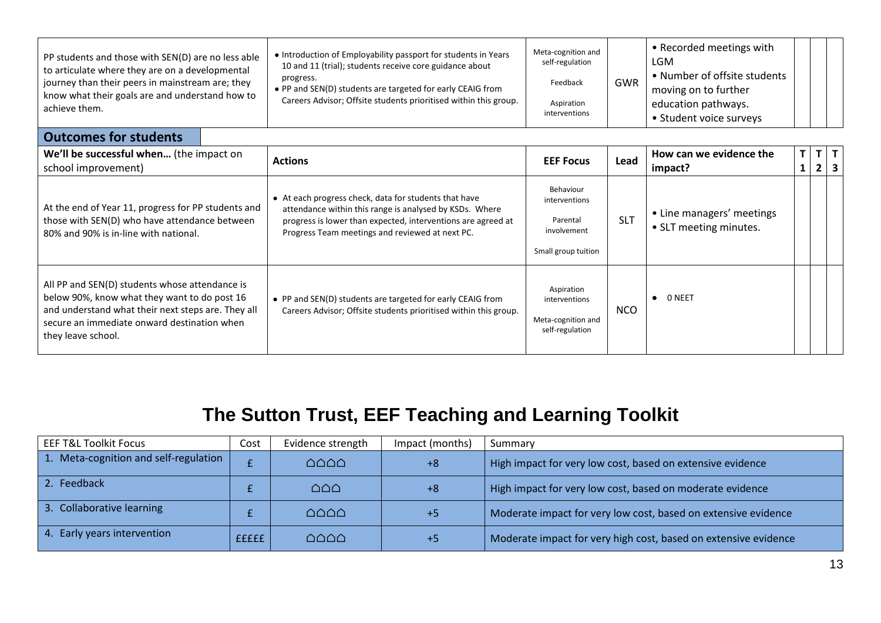| | | | | | | | |
|---|---|---|---|---|---|---|---|
| PP students and those with SEN(D) are no less able to articulate where they are on a developmental journey than their peers in mainstream are; they know what their goals are and understand how to achieve them. | • Introduction of Employability passport for students in Years 10 and 11 (trial); students receive core guidance about progress.<br>• PP and SEN(D) students are targeted for early CEAIG from Careers Advisor; Offsite students prioritised within this group. | Meta-cognition and self-regulation<br><br>Feedback<br><br>Aspiration interventions | GWR | • Recorded meetings with LGM<br>• Number of offsite students moving on to further education pathways.<br>• Student voice surveys | | | |

## Outcomes for students

| We'll be successful when… (the impact on school improvement) | Actions | EEF Focus | Lead | How can we evidence the impact? | T 1 | T 2 | T 3 |
|---|---|---|---|---|---|---|---|
| At the end of Year 11, progress for PP students and those with SEN(D) who have attendance between 80% and 90% is in-line with national. | • At each progress check, data for students that have attendance within this range is analysed by KSDs. Where progress is lower than expected, interventions are agreed at Progress Team meetings and reviewed at next PC. | Behaviour interventions<br><br>Parental involvement<br><br>Small group tuition | SLT | • Line managers' meetings<br>• SLT meeting minutes. | | | |
| All PP and SEN(D) students whose attendance is below 90%, know what they want to do post 16 and understand what their next steps are. They all secure an immediate onward destination when they leave school. | • PP and SEN(D) students are targeted for early CEAIG from Careers Advisor; Offsite students prioritised within this group. | Aspiration interventions<br><br>Meta-cognition and self-regulation | NCO | • 0 NEET | | | |

# The Sutton Trust, EEF Teaching and Learning Toolkit

| EEF T&L Toolkit Focus | Cost | Evidence strength | Impact (months) | Summary |
|---|---|---|---|---|
| 1. Meta-cognition and self-regulation | £ | ⌂⌂⌂⌂ | +8 | High impact for very low cost, based on extensive evidence |
| 2. Feedback | £ | ⌂⌂⌂ | +8 | High impact for very low cost, based on moderate evidence |
| 3. Collaborative learning | £ | ⌂⌂⌂⌂ | +5 | Moderate impact for very low cost, based on extensive evidence |
| 4. Early years intervention | £££££ | ⌂⌂⌂⌂ | +5 | Moderate impact for very high cost, based on extensive evidence |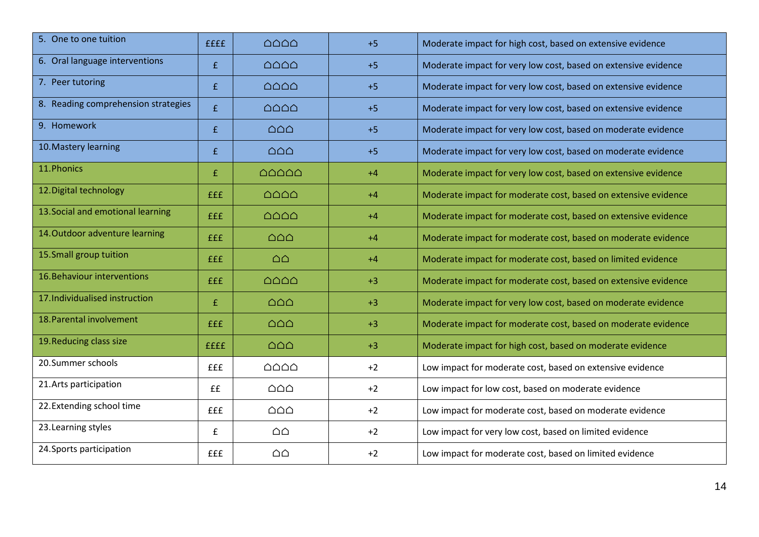| | | | | |
|---|---|---|---|---|
| 5. One to one tuition | ££££ | ⌂⌂⌂⌂ | +5 | Moderate impact for high cost, based on extensive evidence |
| 6. Oral language interventions | £ | ⌂⌂⌂⌂ | +5 | Moderate impact for very low cost, based on extensive evidence |
| 7. Peer tutoring | £ | ⌂⌂⌂⌂ | +5 | Moderate impact for very low cost, based on extensive evidence |
| 8. Reading comprehension strategies | £ | ⌂⌂⌂⌂ | +5 | Moderate impact for very low cost, based on extensive evidence |
| 9. Homework | £ | ⌂⌂⌂ | +5 | Moderate impact for very low cost, based on moderate evidence |
| 10. Mastery learning | £ | ⌂⌂⌂ | +5 | Moderate impact for very low cost, based on moderate evidence |
| 11. Phonics | £ | ⌂⌂⌂⌂⌂ | +4 | Moderate impact for very low cost, based on extensive evidence |
| 12. Digital technology | £££ | ⌂⌂⌂⌂ | +4 | Moderate impact for moderate cost, based on extensive evidence |
| 13. Social and emotional learning | £££ | ⌂⌂⌂⌂ | +4 | Moderate impact for moderate cost, based on extensive evidence |
| 14. Outdoor adventure learning | £££ | ⌂⌂⌂ | +4 | Moderate impact for moderate cost, based on moderate evidence |
| 15. Small group tuition | £££ | ⌂⌂ | +4 | Moderate impact for moderate cost, based on limited evidence |
| 16. Behaviour interventions | £££ | ⌂⌂⌂⌂ | +3 | Moderate impact for moderate cost, based on extensive evidence |
| 17. Individualised instruction | £ | ⌂⌂⌂ | +3 | Moderate impact for very low cost, based on moderate evidence |
| 18. Parental involvement | £££ | ⌂⌂⌂ | +3 | Moderate impact for moderate cost, based on moderate evidence |
| 19. Reducing class size | ££££ | ⌂⌂⌂ | +3 | Moderate impact for high cost, based on moderate evidence |
| 20. Summer schools | £££ | ⌂⌂⌂⌂ | +2 | Low impact for moderate cost, based on extensive evidence |
| 21. Arts participation | ££ | ⌂⌂⌂ | +2 | Low impact for low cost, based on moderate evidence |
| 22. Extending school time | £££ | ⌂⌂⌂ | +2 | Low impact for moderate cost, based on moderate evidence |
| 23. Learning styles | £ | ⌂⌂ | +2 | Low impact for very low cost, based on limited evidence |
| 24. Sports participation | £££ | ⌂⌂ | +2 | Low impact for moderate cost, based on limited evidence |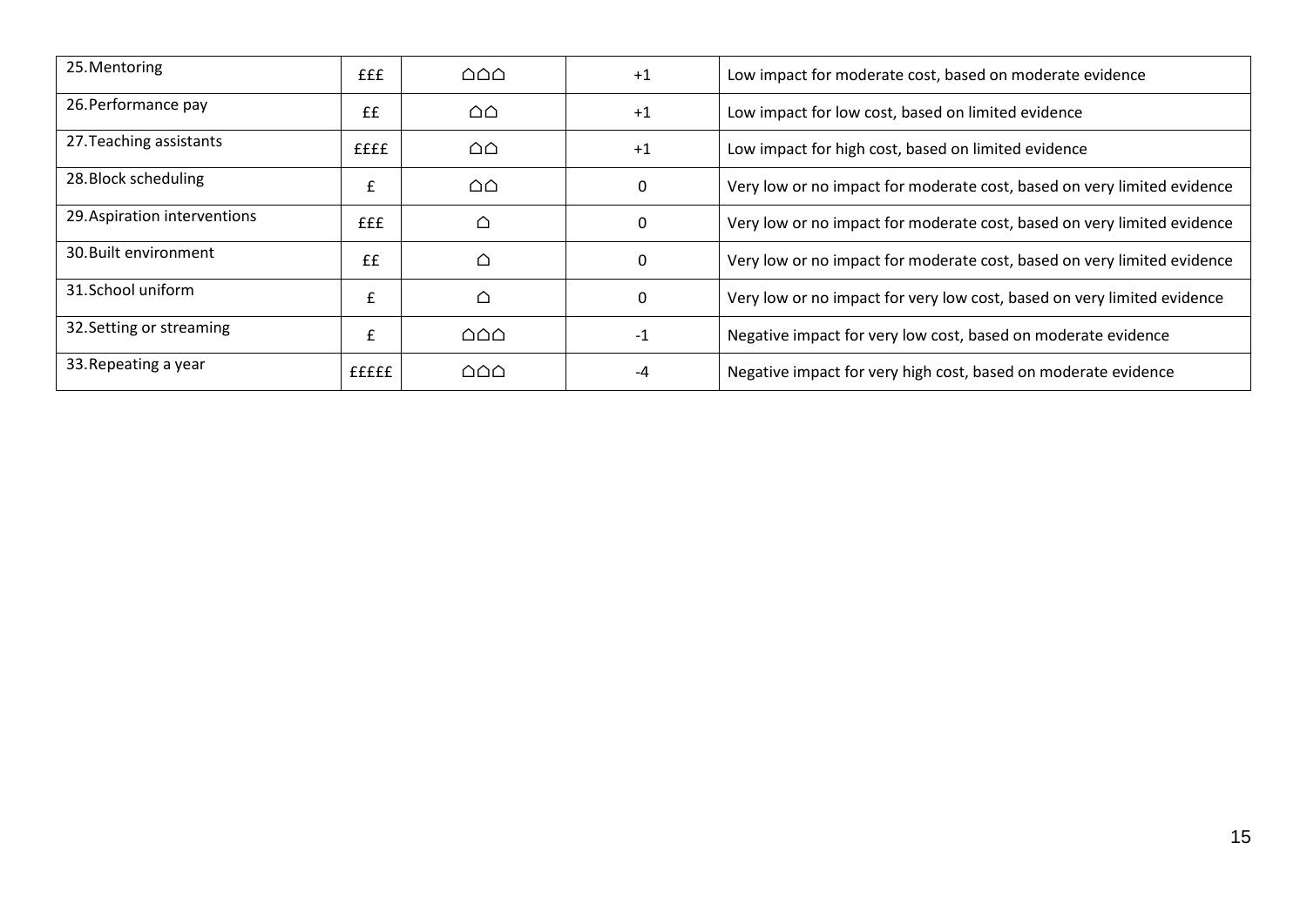| | | | | |
|---|---|---|---|---|
| 25.Mentoring | £££ | ⌂⌂⌂ | +1 | Low impact for moderate cost, based on moderate evidence |
| 26.Performance pay | ££ | ⌂⌂ | +1 | Low impact for low cost, based on limited evidence |
| 27.Teaching assistants | ££££ | ⌂⌂ | +1 | Low impact for high cost, based on limited evidence |
| 28.Block scheduling | £ | ⌂⌂ | 0 | Very low or no impact for moderate cost, based on very limited evidence |
| 29.Aspiration interventions | £££ | ⌂ | 0 | Very low or no impact for moderate cost, based on very limited evidence |
| 30.Built environment | ££ | ⌂ | 0 | Very low or no impact for moderate cost, based on very limited evidence |
| 31.School uniform | £ | ⌂ | 0 | Very low or no impact for very low cost, based on very limited evidence |
| 32.Setting or streaming | £ | ⌂⌂⌂ | -1 | Negative impact for very low cost, based on moderate evidence |
| 33.Repeating a year | £££££ | ⌂⌂⌂ | -4 | Negative impact for very high cost, based on moderate evidence |